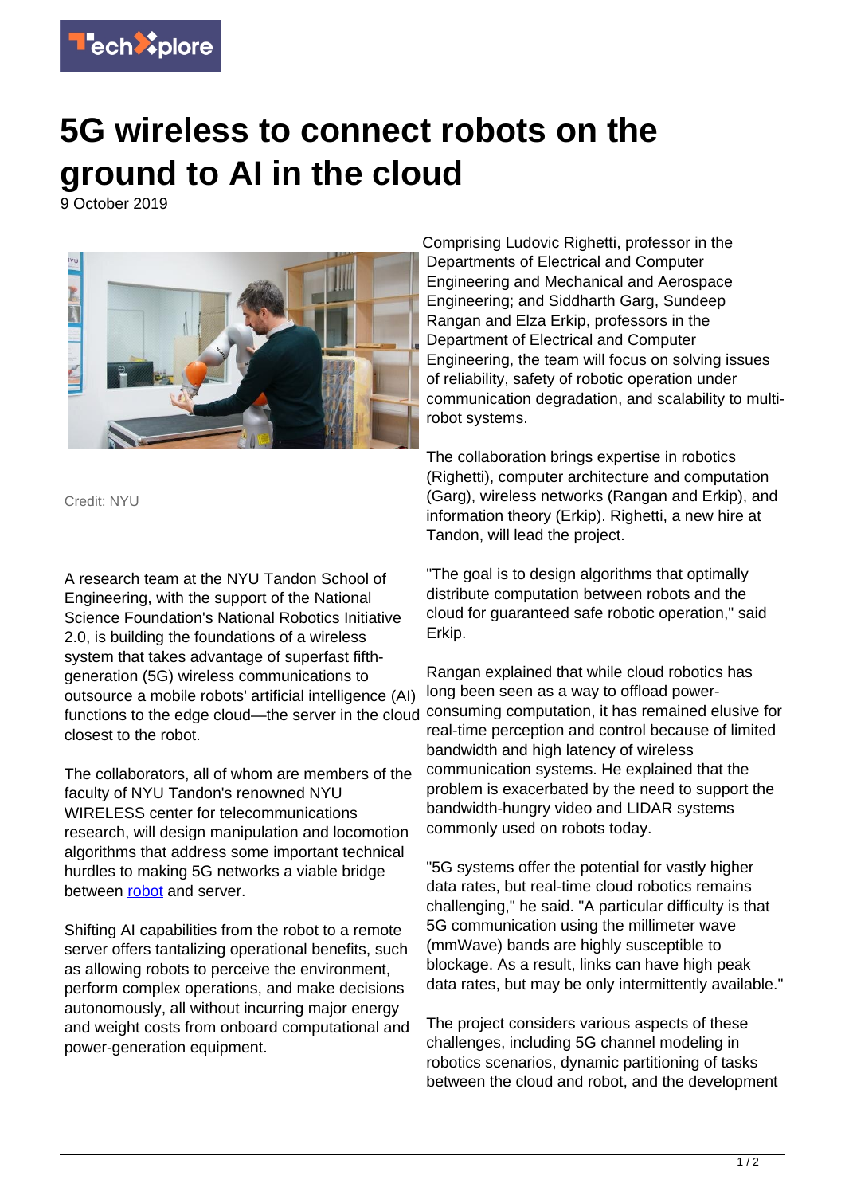# 5G wireless to connect robots on the ground to AI in the cloud

9 October 2019

Credit: NYU

A research team at the NYU Tandon School of Engineering, with the support of the National Science Foundation's National Robotics Initiative 2.0, is building the foundations of a wireless system that takes advantage of superfast fifth-generation (5G) wireless communications to outsource a mobile robots' artificial intelligence (AI) functions to the edge cloud—the server in the cloud closest to the robot.

The collaborators, all of whom are members of the faculty of NYU Tandon's renowned NYU WIRELESS center for telecommunications research, will design manipulation and locomotion algorithms that address some important technical hurdles to making 5G networks a viable bridge between robot and server.

Shifting AI capabilities from the robot to a remote server offers tantalizing operational benefits, such as allowing robots to perceive the environment, perform complex operations, and make decisions autonomously, all without incurring major energy and weight costs from onboard computational and power-generation equipment.

Comprising Ludovic Righetti, professor in the Departments of Electrical and Computer Engineering and Mechanical and Aerospace Engineering; and Siddharth Garg, Sundeep Rangan and Elza Erkip, professors in the Department of Electrical and Computer Engineering, the team will focus on solving issues of reliability, safety of robotic operation under communication degradation, and scalability to multi-robot systems.

The collaboration brings expertise in robotics (Righetti), computer architecture and computation (Garg), wireless networks (Rangan and Erkip), and information theory (Erkip). Righetti, a new hire at Tandon, will lead the project.

"The goal is to design algorithms that optimally distribute computation between robots and the cloud for guaranteed safe robotic operation," said Erkip.

Rangan explained that while cloud robotics has long been seen as a way to offload power-consuming computation, it has remained elusive for real-time perception and control because of limited bandwidth and high latency of wireless communication systems. He explained that the problem is exacerbated by the need to support the bandwidth-hungry video and LIDAR systems commonly used on robots today.

"5G systems offer the potential for vastly higher data rates, but real-time cloud robotics remains challenging," he said. "A particular difficulty is that 5G communication using the millimeter wave (mmWave) bands are highly susceptible to blockage. As a result, links can have high peak data rates, but may be only intermittently available."

The project considers various aspects of these challenges, including 5G channel modeling in robotics scenarios, dynamic partitioning of tasks between the cloud and robot, and the development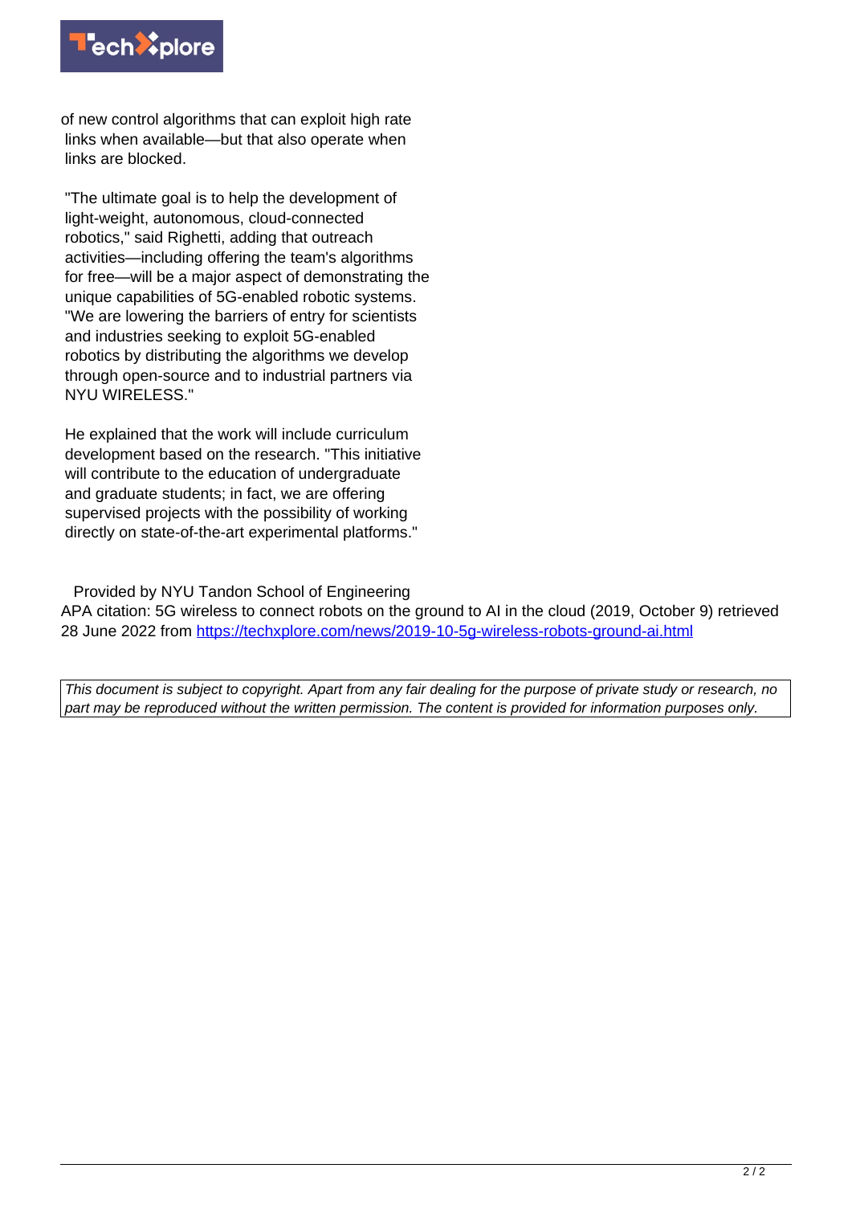of new control algorithms that can exploit high rate links when available—but that also operate when links are blocked.

"The ultimate goal is to help the development of light-weight, autonomous, cloud-connected robotics," said Righetti, adding that outreach activities—including offering the team's algorithms for free—will be a major aspect of demonstrating the unique capabilities of 5G-enabled robotic systems. "We are lowering the barriers of entry for scientists and industries seeking to exploit 5G-enabled robotics by distributing the algorithms we develop through open-source and to industrial partners via NYU WIRELESS."

He explained that the work will include curriculum development based on the research. "This initiative will contribute to the education of undergraduate and graduate students; in fact, we are offering supervised projects with the possibility of working directly on state-of-the-art experimental platforms."

Provided by NYU Tandon School of Engineering

APA citation: 5G wireless to connect robots on the ground to AI in the cloud (2019, October 9) retrieved 28 June 2022 from https://techxplore.com/news/2019-10-5g-wireless-robots-ground-ai.html

*This document is subject to copyright. Apart from any fair dealing for the purpose of private study or research, no part may be reproduced without the written permission. The content is provided for information purposes only.*